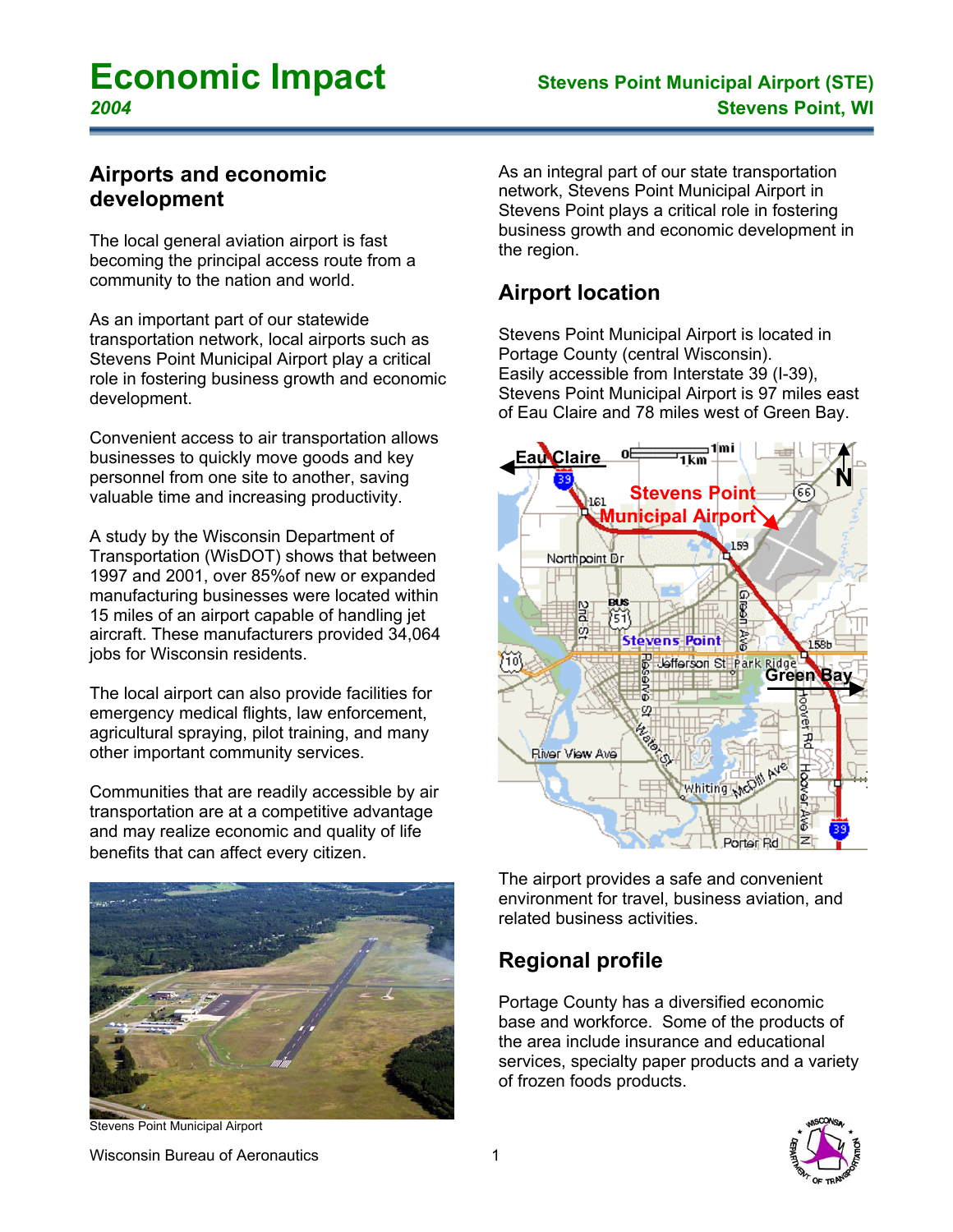# Economic Impact

*2004*

**Stevens Point Municipal Airport (STE)**
**Stevens Point, WI**

## Airports and economic development

The local general aviation airport is fast becoming the principal access route from a community to the nation and world.

As an important part of our statewide transportation network, local airports such as Stevens Point Municipal Airport play a critical role in fostering business growth and economic development.

Convenient access to air transportation allows businesses to quickly move goods and key personnel from one site to another, saving valuable time and increasing productivity.

A study by the Wisconsin Department of Transportation (WisDOT) shows that between 1997 and 2001, over 85%of new or expanded manufacturing businesses were located within 15 miles of an airport capable of handling jet aircraft. These manufacturers provided 34,064 jobs for Wisconsin residents.

The local airport can also provide facilities for emergency medical flights, law enforcement, agricultural spraying, pilot training, and many other important community services.

Communities that are readily accessible by air transportation are at a competitive advantage and may realize economic and quality of life benefits that can affect every citizen.

Stevens Point Municipal Airport

As an integral part of our state transportation network, Stevens Point Municipal Airport in Stevens Point plays a critical role in fostering business growth and economic development in the region.

## Airport location

Stevens Point Municipal Airport is located in Portage County (central Wisconsin). Easily accessible from Interstate 39 (I-39), Stevens Point Municipal Airport is 97 miles east of Eau Claire and 78 miles west of Green Bay.

The airport provides a safe and convenient environment for travel, business aviation, and related business activities.

## Regional profile

Portage County has a diversified economic base and workforce. Some of the products of the area include insurance and educational services, specialty paper products and a variety of frozen foods products.

Wisconsin Bureau of Aeronautics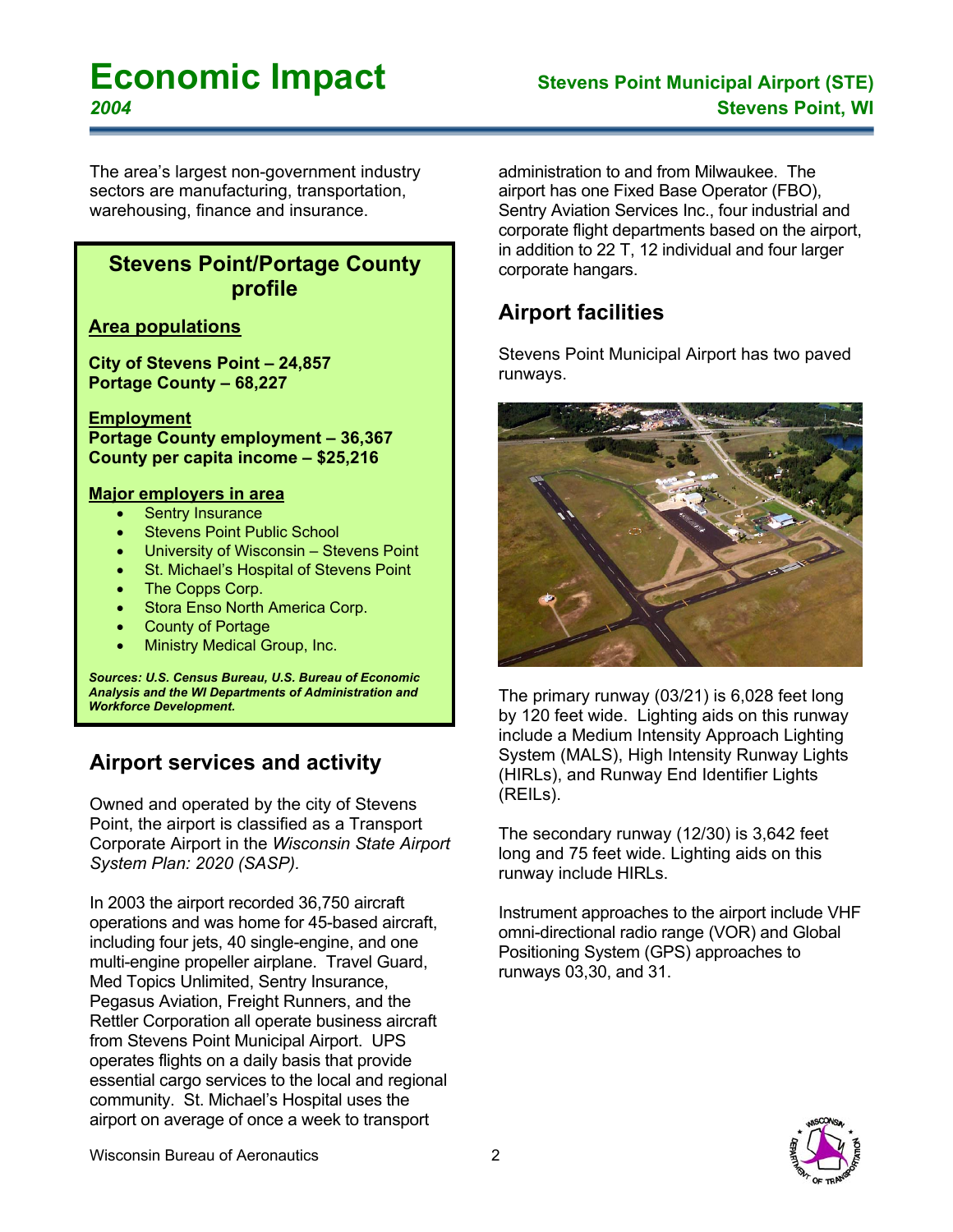# Economic Impact

*2004*

**Stevens Point Municipal Airport (STE)**
**Stevens Point, WI**

The area's largest non-government industry sectors are manufacturing, transportation, warehousing, finance and insurance.

## Stevens Point/Portage County profile

**Area populations**

**City of Stevens Point – 24,857**
**Portage County – 68,227**

**Employment**
**Portage County employment – 36,367**
**County per capita income – $25,216**

**Major employers in area**

- Sentry Insurance
- Stevens Point Public School
- University of Wisconsin – Stevens Point
- St. Michael's Hospital of Stevens Point
- The Copps Corp.
- Stora Enso North America Corp.
- County of Portage
- Ministry Medical Group, Inc.

***Sources: U.S. Census Bureau, U.S. Bureau of Economic Analysis and the WI Departments of Administration and Workforce Development.***

## Airport services and activity

Owned and operated by the city of Stevens Point, the airport is classified as a Transport Corporate Airport in the *Wisconsin State Airport System Plan: 2020 (SASP).*

In 2003 the airport recorded 36,750 aircraft operations and was home for 45-based aircraft, including four jets, 40 single-engine, and one multi-engine propeller airplane. Travel Guard, Med Topics Unlimited, Sentry Insurance, Pegasus Aviation, Freight Runners, and the Rettler Corporation all operate business aircraft from Stevens Point Municipal Airport. UPS operates flights on a daily basis that provide essential cargo services to the local and regional community. St. Michael's Hospital uses the airport on average of once a week to transport administration to and from Milwaukee. The airport has one Fixed Base Operator (FBO), Sentry Aviation Services Inc., four industrial and corporate flight departments based on the airport, in addition to 22 T, 12 individual and four larger corporate hangars.

## Airport facilities

Stevens Point Municipal Airport has two paved runways.

The primary runway (03/21) is 6,028 feet long by 120 feet wide. Lighting aids on this runway include a Medium Intensity Approach Lighting System (MALS), High Intensity Runway Lights (HIRLs), and Runway End Identifier Lights (REILs).

The secondary runway (12/30) is 3,642 feet long and 75 feet wide. Lighting aids on this runway include HIRLs.

Instrument approaches to the airport include VHF omni-directional radio range (VOR) and Global Positioning System (GPS) approaches to runways 03,30, and 31.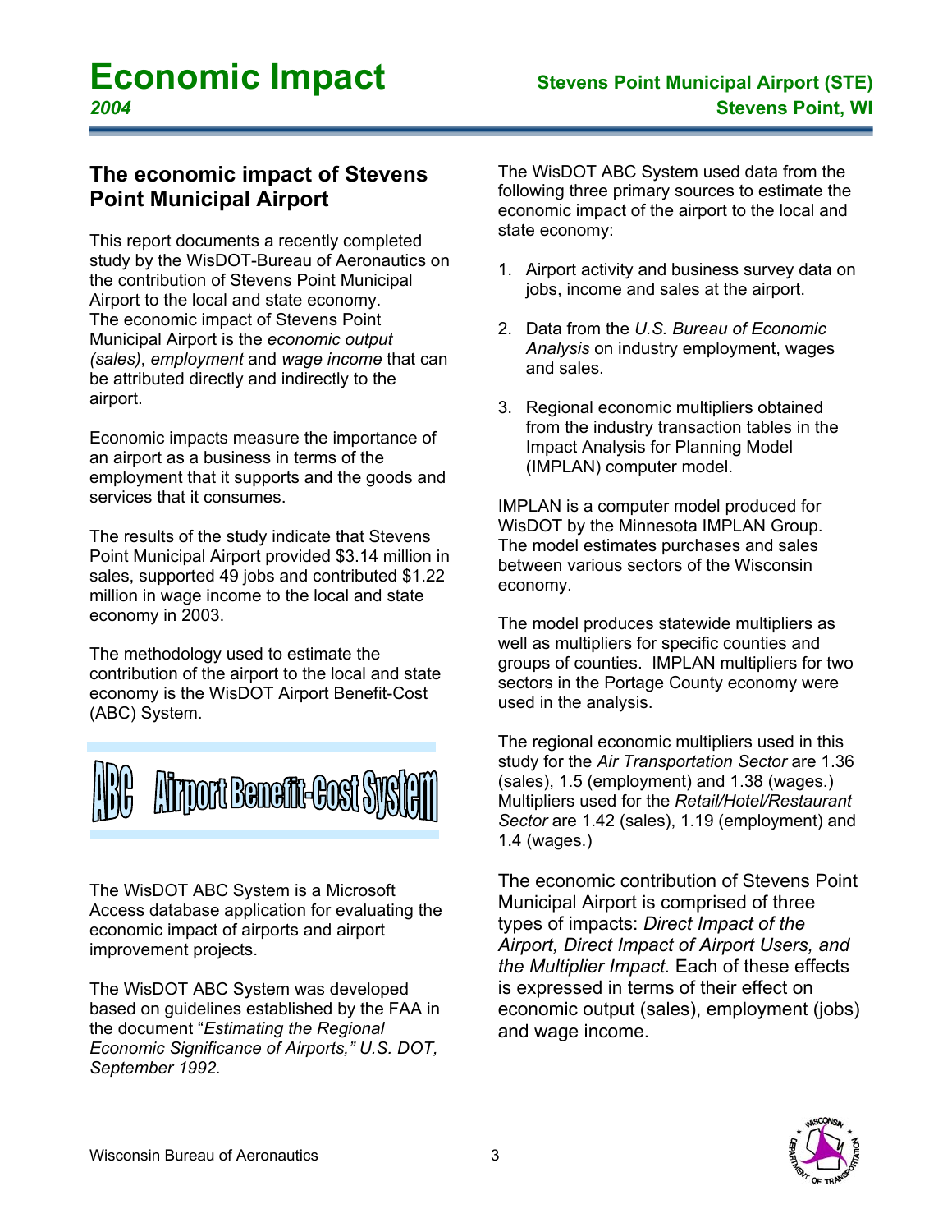## The economic impact of Stevens Point Municipal Airport

This report documents a recently completed study by the WisDOT-Bureau of Aeronautics on the contribution of Stevens Point Municipal Airport to the local and state economy. The economic impact of Stevens Point Municipal Airport is the *economic output (sales)*, *employment* and *wage income* that can be attributed directly and indirectly to the airport.

Economic impacts measure the importance of an airport as a business in terms of the employment that it supports and the goods and services that it consumes.

The results of the study indicate that Stevens Point Municipal Airport provided $3.14 million in sales, supported 49 jobs and contributed $1.22 million in wage income to the local and state economy in 2003.

The methodology used to estimate the contribution of the airport to the local and state economy is the WisDOT Airport Benefit-Cost (ABC) System.

**ABC Airport Benefit-Cost System**

The WisDOT ABC System is a Microsoft Access database application for evaluating the economic impact of airports and airport improvement projects.

The WisDOT ABC System was developed based on guidelines established by the FAA in the document "*Estimating the Regional Economic Significance of Airports," U.S. DOT, September 1992.*

The WisDOT ABC System used data from the following three primary sources to estimate the economic impact of the airport to the local and state economy:

1. Airport activity and business survey data on jobs, income and sales at the airport.
2. Data from the *U.S. Bureau of Economic Analysis* on industry employment, wages and sales.
3. Regional economic multipliers obtained from the industry transaction tables in the Impact Analysis for Planning Model (IMPLAN) computer model.

IMPLAN is a computer model produced for WisDOT by the Minnesota IMPLAN Group. The model estimates purchases and sales between various sectors of the Wisconsin economy.

The model produces statewide multipliers as well as multipliers for specific counties and groups of counties. IMPLAN multipliers for two sectors in the Portage County economy were used in the analysis.

The regional economic multipliers used in this study for the *Air Transportation Sector* are 1.36 (sales), 1.5 (employment) and 1.38 (wages.) Multipliers used for the *Retail/Hotel/Restaurant Sector* are 1.42 (sales), 1.19 (employment) and 1.4 (wages.)

The economic contribution of Stevens Point Municipal Airport is comprised of three types of impacts: *Direct Impact of the Airport, Direct Impact of Airport Users, and the Multiplier Impact.* Each of these effects is expressed in terms of their effect on economic output (sales), employment (jobs) and wage income.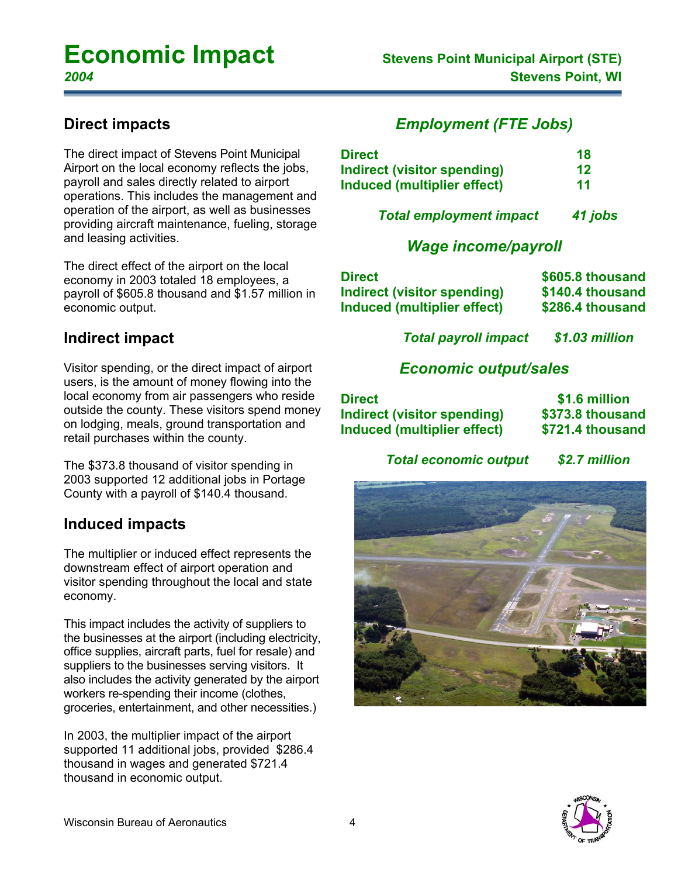# Economic Impact

*2004*

**Stevens Point Municipal Airport (STE)**
**Stevens Point, WI**

## Direct impacts

The direct impact of Stevens Point Municipal Airport on the local economy reflects the jobs, payroll and sales directly related to airport operations. This includes the management and operation of the airport, as well as businesses providing aircraft maintenance, fueling, storage and leasing activities.

The direct effect of the airport on the local economy in 2003 totaled 18 employees, a payroll of $605.8 thousand and $1.57 million in economic output.

## Indirect impact

Visitor spending, or the direct impact of airport users, is the amount of money flowing into the local economy from air passengers who reside outside the county. These visitors spend money on lodging, meals, ground transportation and retail purchases within the county.

The $373.8 thousand of visitor spending in 2003 supported 12 additional jobs in Portage County with a payroll of $140.4 thousand.

## Induced impacts

The multiplier or induced effect represents the downstream effect of airport operation and visitor spending throughout the local and state economy.

This impact includes the activity of suppliers to the businesses at the airport (including electricity, office supplies, aircraft parts, fuel for resale) and suppliers to the businesses serving visitors. It also includes the activity generated by the airport workers re-spending their income (clothes, groceries, entertainment, and other necessities.)

In 2003, the multiplier impact of the airport supported 11 additional jobs, provided $286.4 thousand in wages and generated $721.4 thousand in economic output.

## *Employment (FTE Jobs)*

| | |
|---|---|
| **Direct** | **18** |
| **Indirect (visitor spending)** | **12** |
| **Induced (multiplier effect)** | **11** |
| ***Total employment impact*** | ***41 jobs*** |

## *Wage income/payroll*

| | |
|---|---|
| **Direct** | **$605.8 thousand** |
| **Indirect (visitor spending)** | **$140.4 thousand** |
| **Induced (multiplier effect)** | **$286.4 thousand** |
| ***Total payroll impact*** | ***$1.03 million*** |

## *Economic output/sales*

| | |
|---|---|
| **Direct** | **$1.6 million** |
| **Indirect (visitor spending)** | **$373.8 thousand** |
| **Induced (multiplier effect)** | **$721.4 thousand** |
| ***Total economic output*** | ***$2.7 million*** |

Wisconsin Bureau of Aeronautics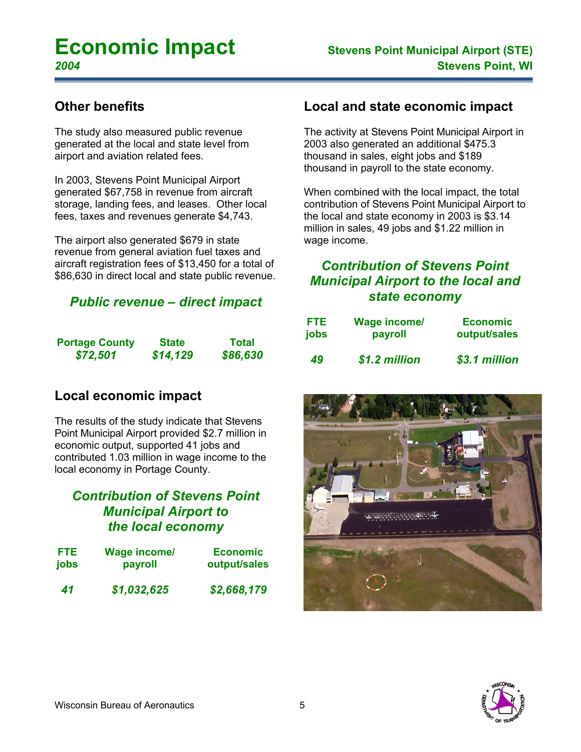# Economic Impact

*2004*

**Stevens Point Municipal Airport (STE)**
**Stevens Point, WI**

## Other benefits

The study also measured public revenue generated at the local and state level from airport and aviation related fees.

In 2003, Stevens Point Municipal Airport generated $67,758 in revenue from aircraft storage, landing fees, and leases. Other local fees, taxes and revenues generate $4,743.

The airport also generated $679 in state revenue from general aviation fuel taxes and aircraft registration fees of $13,450 for a total of $86,630 in direct local and state public revenue.

### *Public revenue – direct impact*

| Portage County | State | Total |
|---|---|---|
| *$72,501* | *$14,129* | *$86,630* |

## Local economic impact

The results of the study indicate that Stevens Point Municipal Airport provided $2.7 million in economic output, supported 41 jobs and contributed 1.03 million in wage income to the local economy in Portage County.

### *Contribution of Stevens Point Municipal Airport to the local economy*

| FTE jobs | Wage income/ payroll | Economic output/sales |
|---|---|---|
| *41* | *$1,032,625* | *$2,668,179* |

## Local and state economic impact

The activity at Stevens Point Municipal Airport in 2003 also generated an additional $475.3 thousand in sales, eight jobs and $189 thousand in payroll to the state economy.

When combined with the local impact, the total contribution of Stevens Point Municipal Airport to the local and state economy in 2003 is $3.14 million in sales, 49 jobs and $1.22 million in wage income.

### *Contribution of Stevens Point Municipal Airport to the local and state economy*

| FTE jobs | Wage income/ payroll | Economic output/sales |
|---|---|---|
| *49* | *$1.2 million* | *$3.1 million* |

Wisconsin Bureau of Aeronautics